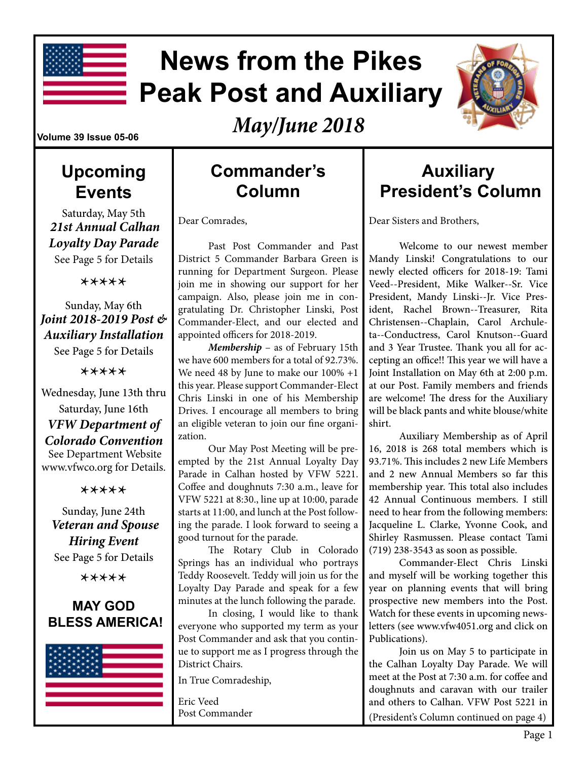# News from the Pikes Peak Post and Auxiliary

## *May/June 2018*

Volume 39 Issue 05-06

## Upcoming Events

Saturday, May 5th
***21st Annual Calhan Loyalty Day Parade***
See Page 5 for Details

\*\*\*\*\*

Sunday, May 6th
***Joint 2018-2019 Post & Auxiliary Installation***
See Page 5 for Details

\*\*\*\*\*

Wednesday, June 13th thru Saturday, June 16th
***VFW Department of Colorado Convention***
See Department Website www.vfwco.org for Details.

\*\*\*\*\*

Sunday, June 24th
***Veteran and Spouse Hiring Event***
See Page 5 for Details

\*\*\*\*\*

**MAY GOD BLESS AMERICA!**

## Commander's Column

Dear Comrades,

Past Post Commander and Past District 5 Commander Barbara Green is running for Department Surgeon. Please join me in showing our support for her campaign. Also, please join me in congratulating Dr. Christopher Linski, Post Commander-Elect, and our elected and appointed officers for 2018-2019.

***Membership*** – as of February 15th we have 600 members for a total of 92.73%. We need 48 by June to make our 100% +1 this year. Please support Commander-Elect Chris Linski in one of his Membership Drives. I encourage all members to bring an eligible veteran to join our fine organization.

Our May Post Meeting will be preempted by the 21st Annual Loyalty Day Parade in Calhan hosted by VFW 5221. Coffee and doughnuts 7:30 a.m., leave for VFW 5221 at 8:30., line up at 10:00, parade starts at 11:00, and lunch at the Post following the parade. I look forward to seeing a good turnout for the parade.

The Rotary Club in Colorado Springs has an individual who portrays Teddy Roosevelt. Teddy will join us for the Loyalty Day Parade and speak for a few minutes at the lunch following the parade.

In closing, I would like to thank everyone who supported my term as your Post Commander and ask that you continue to support me as I progress through the District Chairs.

In True Comradeship,

Eric Veed
Post Commander

## Auxiliary President's Column

Dear Sisters and Brothers,

Welcome to our newest member Mandy Linski! Congratulations to our newly elected officers for 2018-19: Tami Veed--President, Mike Walker--Sr. Vice President, Mandy Linski--Jr. Vice President, Rachel Brown--Treasurer, Rita Christensen--Chaplain, Carol Archuleta--Conductress, Carol Knutson--Guard and 3 Year Trustee. Thank you all for accepting an office!! This year we will have a Joint Installation on May 6th at 2:00 p.m. at our Post. Family members and friends are welcome! The dress for the Auxiliary will be black pants and white blouse/white shirt.

Auxiliary Membership as of April 16, 2018 is 268 total members which is 93.71%. This includes 2 new Life Members and 2 new Annual Members so far this membership year. This total also includes 42 Annual Continuous members. I still need to hear from the following members: Jacqueline L. Clarke, Yvonne Cook, and Shirley Rasmussen. Please contact Tami (719) 238-3543 as soon as possible.

Commander-Elect Chris Linski and myself will be working together this year on planning events that will bring prospective new members into the Post. Watch for these events in upcoming newsletters (see www.vfw4051.org and click on Publications).

Join us on May 5 to participate in the Calhan Loyalty Day Parade. We will meet at the Post at 7:30 a.m. for coffee and doughnuts and caravan with our trailer and others to Calhan. VFW Post 5221 in

(President's Column continued on page 4)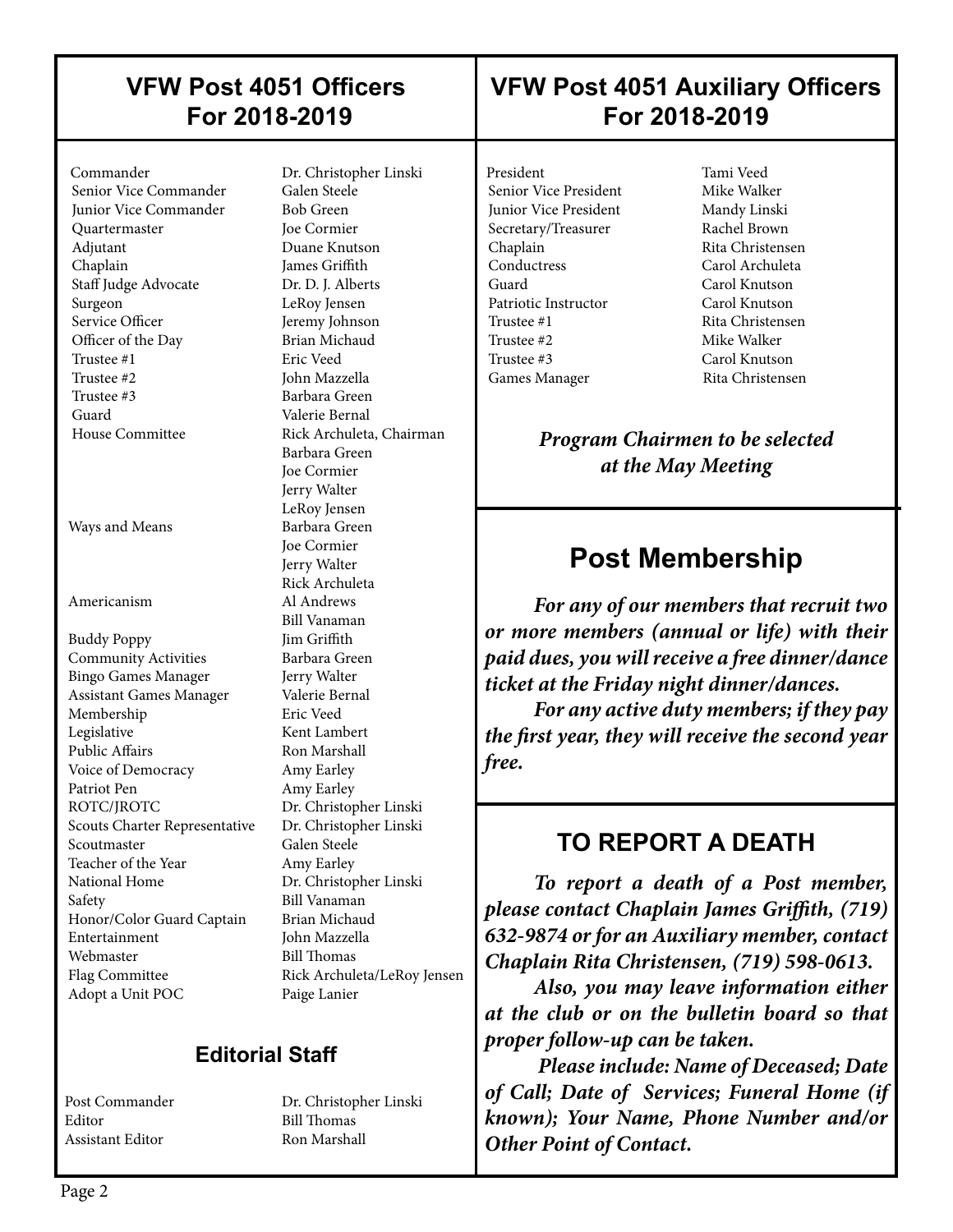## VFW Post 4051 Officers For 2018-2019

| Position | Name |
|---|---|
| Commander | Dr. Christopher Linski |
| Senior Vice Commander | Galen Steele |
| Junior Vice Commander | Bob Green |
| Quartermaster | Joe Cormier |
| Adjutant | Duane Knutson |
| Chaplain | James Griffith |
| Staff Judge Advocate | Dr. D. J. Alberts |
| Surgeon | LeRoy Jensen |
| Service Officer | Jeremy Johnson |
| Officer of the Day | Brian Michaud |
| Trustee #1 | Eric Veed |
| Trustee #2 | John Mazzella |
| Trustee #3 | Barbara Green |
| Guard | Valerie Bernal |
| House Committee | Rick Archuleta, Chairman<br>Barbara Green<br>Joe Cormier<br>Jerry Walter<br>LeRoy Jensen |
| Ways and Means | Barbara Green<br>Joe Cormier<br>Jerry Walter<br>Rick Archuleta |
| Americanism | Al Andrews<br>Bill Vanaman |
| Buddy Poppy | Jim Griffith |
| Community Activities | Barbara Green |
| Bingo Games Manager | Jerry Walter |
| Assistant Games Manager | Valerie Bernal |
| Membership | Eric Veed |
| Legislative | Kent Lambert |
| Public Affairs | Ron Marshall |
| Voice of Democracy | Amy Earley |
| Patriot Pen | Amy Earley |
| ROTC/JROTC | Dr. Christopher Linski |
| Scouts Charter Representative | Dr. Christopher Linski |
| Scoutmaster | Galen Steele |
| Teacher of the Year | Amy Earley |
| National Home | Dr. Christopher Linski |
| Safety | Bill Vanaman |
| Honor/Color Guard Captain | Brian Michaud |
| Entertainment | John Mazzella |
| Webmaster | Bill Thomas |
| Flag Committee | Rick Archuleta/LeRoy Jensen |
| Adopt a Unit POC | Paige Lanier |

### Editorial Staff

| Position | Name |
|---|---|
| Post Commander | Dr. Christopher Linski |
| Editor | Bill Thomas |
| Assistant Editor | Ron Marshall |

## VFW Post 4051 Auxiliary Officers For 2018-2019

| Position | Name |
|---|---|
| President | Tami Veed |
| Senior Vice President | Mike Walker |
| Junior Vice President | Mandy Linski |
| Secretary/Treasurer | Rachel Brown |
| Chaplain | Rita Christensen |
| Conductress | Carol Archuleta |
| Guard | Carol Knutson |
| Patriotic Instructor | Carol Knutson |
| Trustee #1 | Rita Christensen |
| Trustee #2 | Mike Walker |
| Trustee #3 | Carol Knutson |
| Games Manager | Rita Christensen |

***Program Chairmen to be selected at the May Meeting***

## Post Membership

***For any of our members that recruit two or more members (annual or life) with their paid dues, you will receive a free dinner/dance ticket at the Friday night dinner/dances.***

***For any active duty members; if they pay the first year, they will receive the second year free.***

## TO REPORT A DEATH

***To report a death of a Post member, please contact Chaplain James Griffith, (719) 632-9874 or for an Auxiliary member, contact Chaplain Rita Christensen, (719) 598-0613.***

***Also, you may leave information either at the club or on the bulletin board so that proper follow-up can be taken.***

***Please include: Name of Deceased; Date of Call; Date of Services; Funeral Home (if known); Your Name, Phone Number and/or Other Point of Contact.***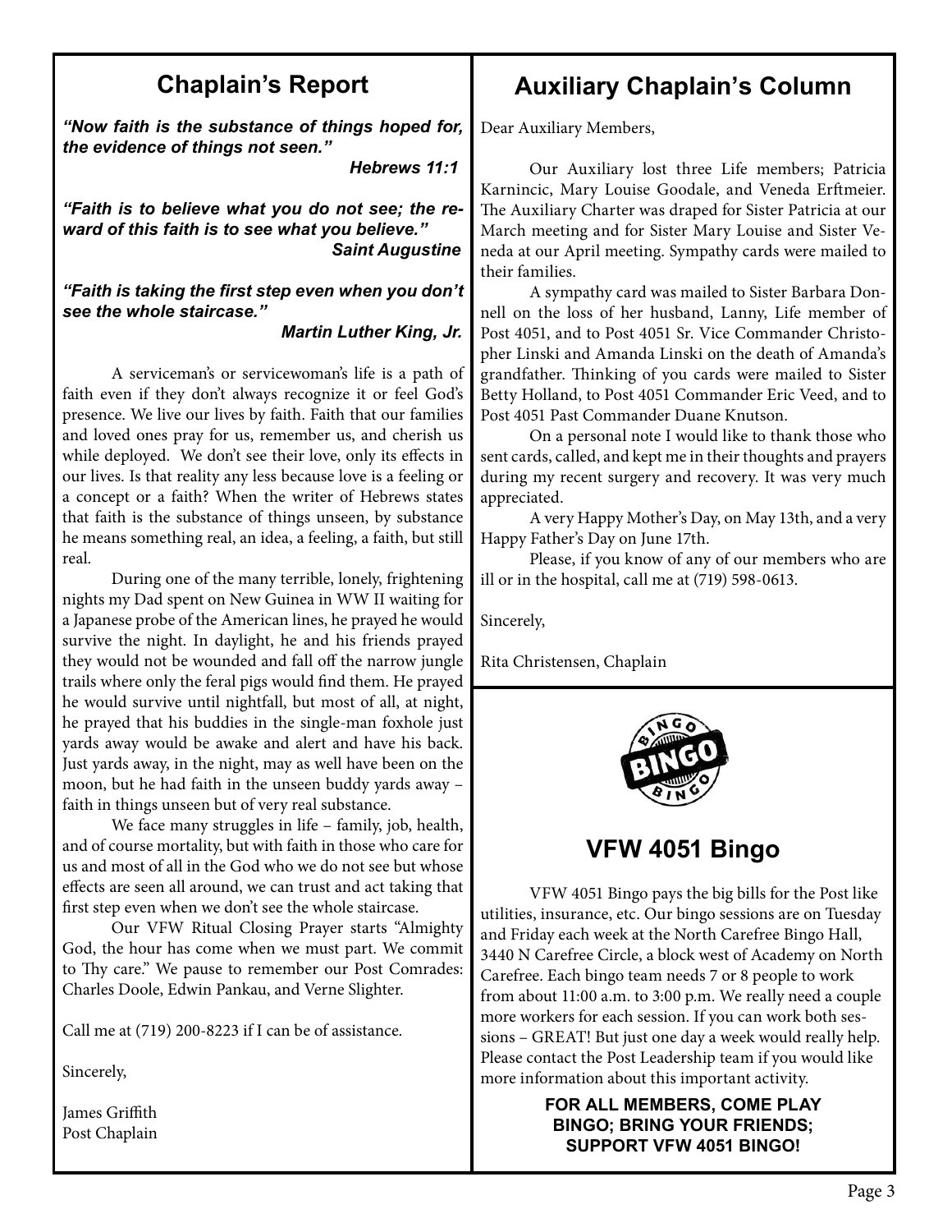## Chaplain's Report

***"Now faith is the substance of things hoped for, the evidence of things not seen."***
***Hebrews 11:1***

***"Faith is to believe what you do not see; the reward of this faith is to see what you believe."***
***Saint Augustine***

***"Faith is taking the first step even when you don't see the whole staircase."***
***Martin Luther King, Jr.***

A serviceman's or servicewoman's life is a path of faith even if they don't always recognize it or feel God's presence. We live our lives by faith. Faith that our families and loved ones pray for us, remember us, and cherish us while deployed. We don't see their love, only its effects in our lives. Is that reality any less because love is a feeling or a concept or a faith? When the writer of Hebrews states that faith is the substance of things unseen, by substance he means something real, an idea, a feeling, a faith, but still real.

During one of the many terrible, lonely, frightening nights my Dad spent on New Guinea in WW II waiting for a Japanese probe of the American lines, he prayed he would survive the night. In daylight, he and his friends prayed they would not be wounded and fall off the narrow jungle trails where only the feral pigs would find them. He prayed he would survive until nightfall, but most of all, at night, he prayed that his buddies in the single-man foxhole just yards away would be awake and alert and have his back. Just yards away, in the night, may as well have been on the moon, but he had faith in the unseen buddy yards away – faith in things unseen but of very real substance.

We face many struggles in life – family, job, health, and of course mortality, but with faith in those who care for us and most of all in the God who we do not see but whose effects are seen all around, we can trust and act taking that first step even when we don't see the whole staircase.

Our VFW Ritual Closing Prayer starts "Almighty God, the hour has come when we must part. We commit to Thy care." We pause to remember our Post Comrades: Charles Doole, Edwin Pankau, and Verne Slighter.

Call me at (719) 200-8223 if I can be of assistance.

Sincerely,

James Griffith
Post Chaplain

## Auxiliary Chaplain's Column

Dear Auxiliary Members,

Our Auxiliary lost three Life members; Patricia Karnincic, Mary Louise Goodale, and Veneda Erftmeier. The Auxiliary Charter was draped for Sister Patricia at our March meeting and for Sister Mary Louise and Sister Veneda at our April meeting. Sympathy cards were mailed to their families.

A sympathy card was mailed to Sister Barbara Donnell on the loss of her husband, Lanny, Life member of Post 4051, and to Post 4051 Sr. Vice Commander Christopher Linski and Amanda Linski on the death of Amanda's grandfather. Thinking of you cards were mailed to Sister Betty Holland, to Post 4051 Commander Eric Veed, and to Post 4051 Past Commander Duane Knutson.

On a personal note I would like to thank those who sent cards, called, and kept me in their thoughts and prayers during my recent surgery and recovery. It was very much appreciated.

A very Happy Mother's Day, on May 13th, and a very Happy Father's Day on June 17th.

Please, if you know of any of our members who are ill or in the hospital, call me at (719) 598-0613.

Sincerely,

Rita Christensen, Chaplain

## VFW 4051 Bingo

VFW 4051 Bingo pays the big bills for the Post like utilities, insurance, etc. Our bingo sessions are on Tuesday and Friday each week at the North Carefree Bingo Hall, 3440 N Carefree Circle, a block west of Academy on North Carefree. Each bingo team needs 7 or 8 people to work from about 11:00 a.m. to 3:00 p.m. We really need a couple more workers for each session. If you can work both sessions – GREAT! But just one day a week would really help. Please contact the Post Leadership team if you would like more information about this important activity.

**FOR ALL MEMBERS, COME PLAY BINGO; BRING YOUR FRIENDS; SUPPORT VFW 4051 BINGO!**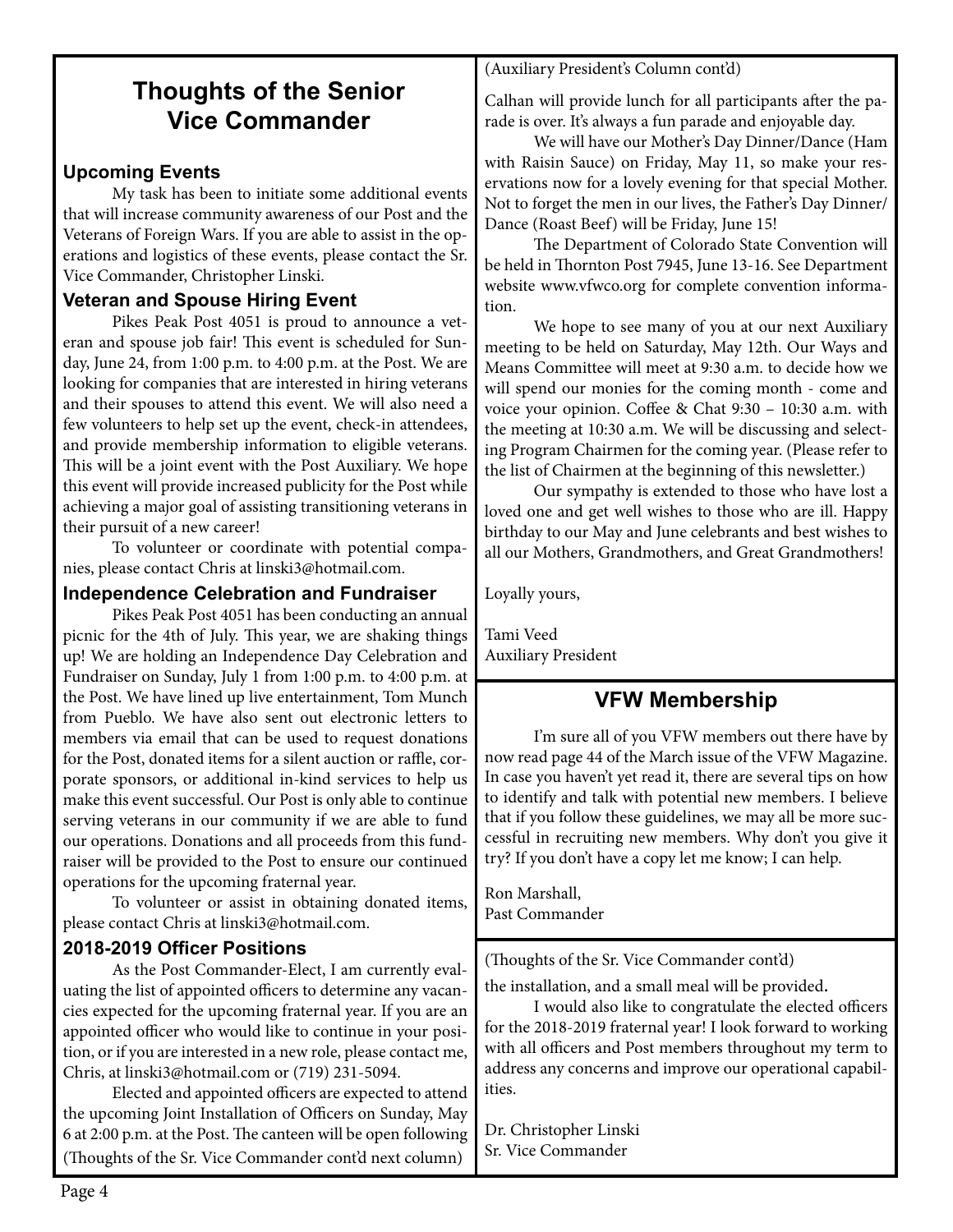# Thoughts of the Senior Vice Commander

### Upcoming Events

My task has been to initiate some additional events that will increase community awareness of our Post and the Veterans of Foreign Wars. If you are able to assist in the operations and logistics of these events, please contact the Sr. Vice Commander, Christopher Linski.

### Veteran and Spouse Hiring Event

Pikes Peak Post 4051 is proud to announce a veteran and spouse job fair! This event is scheduled for Sunday, June 24, from 1:00 p.m. to 4:00 p.m. at the Post. We are looking for companies that are interested in hiring veterans and their spouses to attend this event. We will also need a few volunteers to help set up the event, check-in attendees, and provide membership information to eligible veterans. This will be a joint event with the Post Auxiliary. We hope this event will provide increased publicity for the Post while achieving a major goal of assisting transitioning veterans in their pursuit of a new career!

To volunteer or coordinate with potential companies, please contact Chris at linski3@hotmail.com.

### Independence Celebration and Fundraiser

Pikes Peak Post 4051 has been conducting an annual picnic for the 4th of July. This year, we are shaking things up! We are holding an Independence Day Celebration and Fundraiser on Sunday, July 1 from 1:00 p.m. to 4:00 p.m. at the Post. We have lined up live entertainment, Tom Munch from Pueblo. We have also sent out electronic letters to members via email that can be used to request donations for the Post, donated items for a silent auction or raffle, corporate sponsors, or additional in-kind services to help us make this event successful. Our Post is only able to continue serving veterans in our community if we are able to fund our operations. Donations and all proceeds from this fundraiser will be provided to the Post to ensure our continued operations for the upcoming fraternal year.

To volunteer or assist in obtaining donated items, please contact Chris at linski3@hotmail.com.

### 2018-2019 Officer Positions

As the Post Commander-Elect, I am currently evaluating the list of appointed officers to determine any vacancies expected for the upcoming fraternal year. If you are an appointed officer who would like to continue in your position, or if you are interested in a new role, please contact me, Chris, at linski3@hotmail.com or (719) 231-5094.

Elected and appointed officers are expected to attend the upcoming Joint Installation of Officers on Sunday, May 6 at 2:00 p.m. at the Post. The canteen will be open following the installation, and a small meal will be provided.

I would also like to congratulate the elected officers for the 2018-2019 fraternal year! I look forward to working with all officers and Post members throughout my term to address any concerns and improve our operational capabilities.

Dr. Christopher Linski
Sr. Vice Commander

---

(Auxiliary President's Column cont'd)

Calhan will provide lunch for all participants after the parade is over. It's always a fun parade and enjoyable day.

We will have our Mother's Day Dinner/Dance (Ham with Raisin Sauce) on Friday, May 11, so make your reservations now for a lovely evening for that special Mother. Not to forget the men in our lives, the Father's Day Dinner/Dance (Roast Beef) will be Friday, June 15!

The Department of Colorado State Convention will be held in Thornton Post 7945, June 13-16. See Department website www.vfwco.org for complete convention information.

We hope to see many of you at our next Auxiliary meeting to be held on Saturday, May 12th. Our Ways and Means Committee will meet at 9:30 a.m. to decide how we will spend our monies for the coming month - come and voice your opinion. Coffee & Chat 9:30 – 10:30 a.m. with the meeting at 10:30 a.m. We will be discussing and selecting Program Chairmen for the coming year. (Please refer to the list of Chairmen at the beginning of this newsletter.)

Our sympathy is extended to those who have lost a loved one and get well wishes to those who are ill. Happy birthday to our May and June celebrants and best wishes to all our Mothers, Grandmothers, and Great Grandmothers!

Loyally yours,

Tami Veed
Auxiliary President

# VFW Membership

I'm sure all of you VFW members out there have by now read page 44 of the March issue of the VFW Magazine. In case you haven't yet read it, there are several tips on how to identify and talk with potential new members. I believe that if you follow these guidelines, we may all be more successful in recruiting new members. Why don't you give it try? If you don't have a copy let me know; I can help.

Ron Marshall,
Past Commander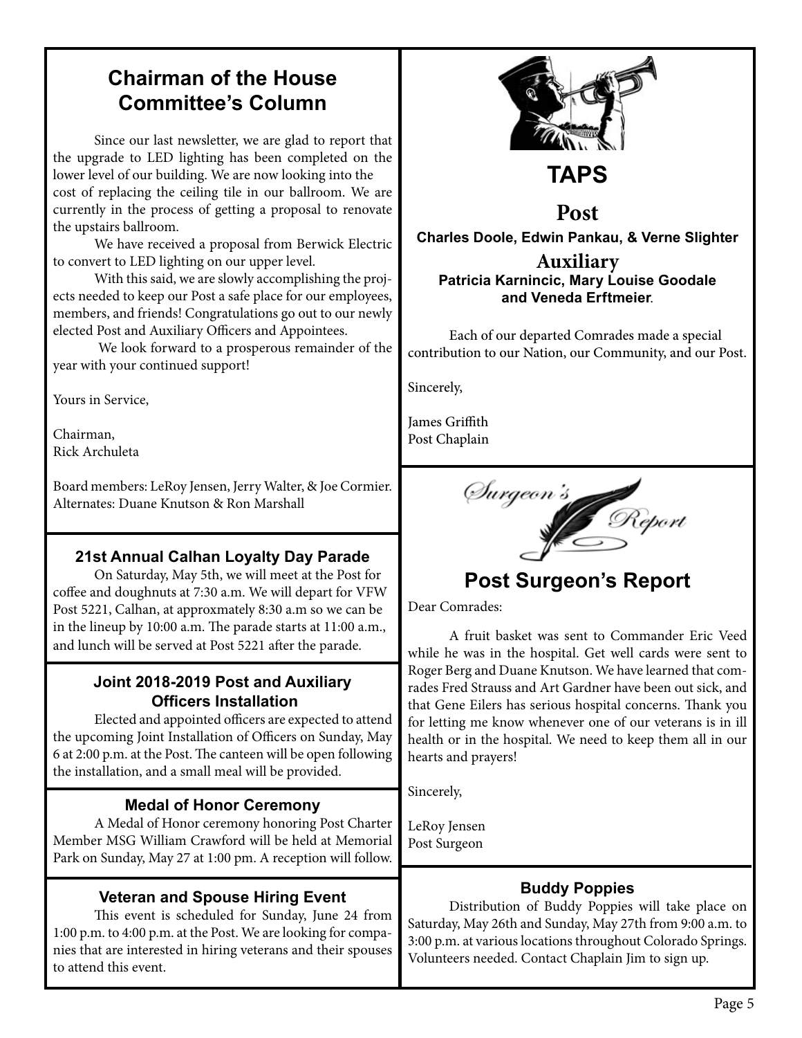## Chairman of the House Committee's Column

Since our last newsletter, we are glad to report that the upgrade to LED lighting has been completed on the lower level of our building. We are now looking into the cost of replacing the ceiling tile in our ballroom. We are currently in the process of getting a proposal to renovate the upstairs ballroom.

We have received a proposal from Berwick Electric to convert to LED lighting on our upper level.

With this said, we are slowly accomplishing the projects needed to keep our Post a safe place for our employees, members, and friends! Congratulations go out to our newly elected Post and Auxiliary Officers and Appointees.

We look forward to a prosperous remainder of the year with your continued support!

Yours in Service,

Chairman,
Rick Archuleta

Board members: LeRoy Jensen, Jerry Walter, & Joe Cormier.
Alternates: Duane Knutson & Ron Marshall

### 21st Annual Calhan Loyalty Day Parade

On Saturday, May 5th, we will meet at the Post for coffee and doughnuts at 7:30 a.m. We will depart for VFW Post 5221, Calhan, at approxmately 8:30 a.m so we can be in the lineup by 10:00 a.m. The parade starts at 11:00 a.m., and lunch will be served at Post 5221 after the parade.

### Joint 2018-2019 Post and Auxiliary Officers Installation

Elected and appointed officers are expected to attend the upcoming Joint Installation of Officers on Sunday, May 6 at 2:00 p.m. at the Post. The canteen will be open following the installation, and a small meal will be provided.

### Medal of Honor Ceremony

A Medal of Honor ceremony honoring Post Charter Member MSG William Crawford will be held at Memorial Park on Sunday, May 27 at 1:00 pm. A reception will follow.

### Veteran and Spouse Hiring Event

This event is scheduled for Sunday, June 24 from 1:00 p.m. to 4:00 p.m. at the Post. We are looking for companies that are interested in hiring veterans and their spouses to attend this event.

## TAPS

### Post

**Charles Doole, Edwin Pankau, & Verne Slighter**

### Auxiliary

**Patricia Karnincic, Mary Louise Goodale and Veneda Erftmeier**.

Each of our departed Comrades made a special contribution to our Nation, our Community, and our Post.

Sincerely,

James Griffith
Post Chaplain

*Surgeon's Report*

## Post Surgeon's Report

Dear Comrades:

A fruit basket was sent to Commander Eric Veed while he was in the hospital. Get well cards were sent to Roger Berg and Duane Knutson. We have learned that comrades Fred Strauss and Art Gardner have been out sick, and that Gene Eilers has serious hospital concerns. Thank you for letting me know whenever one of our veterans is in ill health or in the hospital. We need to keep them all in our hearts and prayers!

Sincerely,

LeRoy Jensen
Post Surgeon

### Buddy Poppies

Distribution of Buddy Poppies will take place on Saturday, May 26th and Sunday, May 27th from 9:00 a.m. to 3:00 p.m. at various locations throughout Colorado Springs. Volunteers needed. Contact Chaplain Jim to sign up.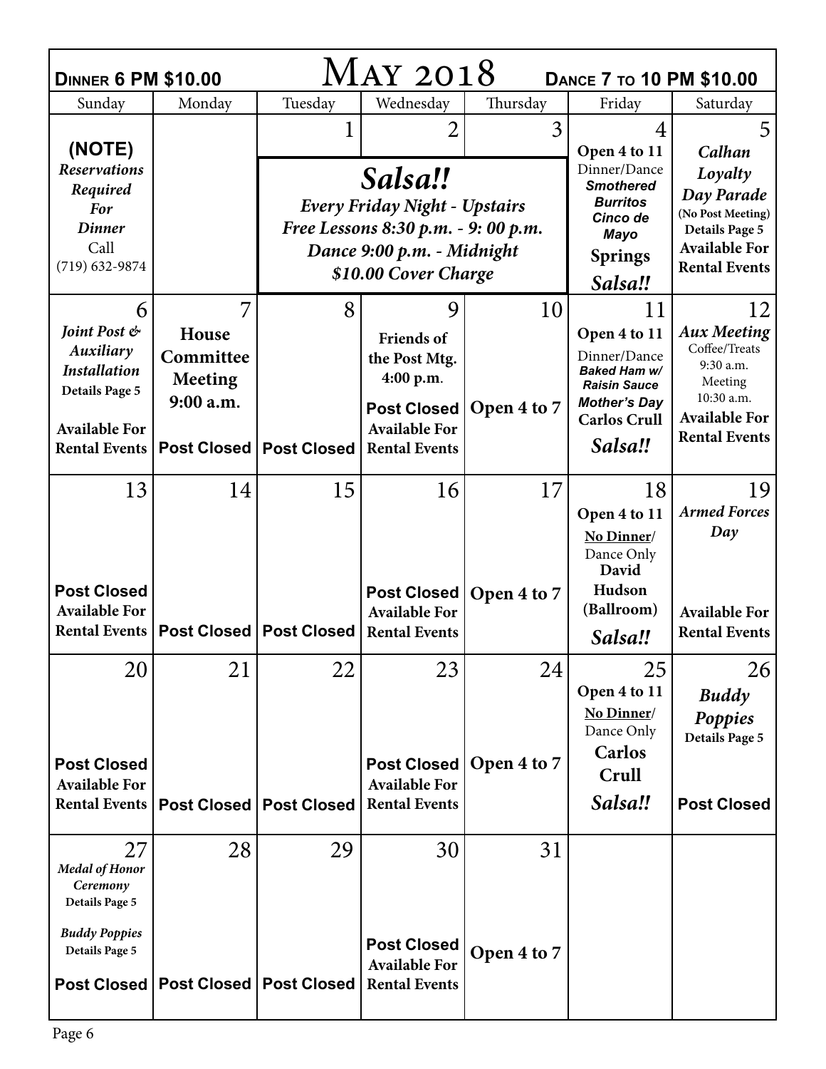# May 2018

**Dinner 6 PM $10.00** | **Dance 7 to 10 PM $10.00**

| Sunday | Monday | Tuesday | Wednesday | Thursday | Friday | Saturday |
|---|---|---|---|---|---|---|
| **(NOTE)** *Reservations Required For Dinner* Call (719) 632-9874 | | 1 | 2 | 3 | 4 **Open 4 to 11** Dinner/Dance ***Smothered Burritos Cinco de Mayo*** **Springs** ***Salsa!!*** | 5 ***Calhan Loyalty Day Parade*** **(No Post Meeting)** **Details Page 5** **Available For Rental Events** |
| 6 ***Joint Post & Auxiliary Installation*** **Details Page 5** **Available For Rental Events** | 7 **House Committee Meeting 9:00 a.m.** **Post Closed** | 8 **Post Closed** | 9 **Friends of the Post Mtg. 4:00 p.m.** **Post Closed** **Available For Rental Events** | 10 **Open 4 to 7** | 11 **Open 4 to 11** Dinner/Dance ***Baked Ham w/ Raisin Sauce*** ***Mother's Day*** **Carlos Crull** ***Salsa!!*** | 12 ***Aux Meeting*** Coffee/Treats 9:30 a.m. Meeting 10:30 a.m. **Available For Rental Events** |
| 13 **Post Closed** **Available For Rental Events** | 14 **Post Closed** | 15 **Post Closed** | 16 **Post Closed** **Available For Rental Events** | 17 **Open 4 to 7** | 18 **Open 4 to 11** **No Dinner**/ Dance Only **David Hudson (Ballroom)** ***Salsa!!*** | 19 ***Armed Forces Day*** **Available For Rental Events** |
| 20 **Post Closed** **Available For Rental Events** | 21 **Post Closed** | 22 **Post Closed** | 23 **Post Closed** **Available For Rental Events** | 24 **Open 4 to 7** | 25 **Open 4 to 11** **No Dinner**/ Dance Only **Carlos Crull** ***Salsa!!*** | 26 ***Buddy Poppies*** **Details Page 5** **Post Closed** |
| 27 ***Medal of Honor Ceremony*** **Details Page 5** ***Buddy Poppies*** **Details Page 5** **Post Closed** | 28 **Post Closed** | 29 **Post Closed** | 30 **Post Closed** **Available For Rental Events** | 31 **Open 4 to 7** | | |

***Salsa!!***
***Every Friday Night - Upstairs***
***Free Lessons 8:30 p.m. - 9: 00 p.m.***
***Dance 9:00 p.m. - Midnight***
***$10.00 Cover Charge***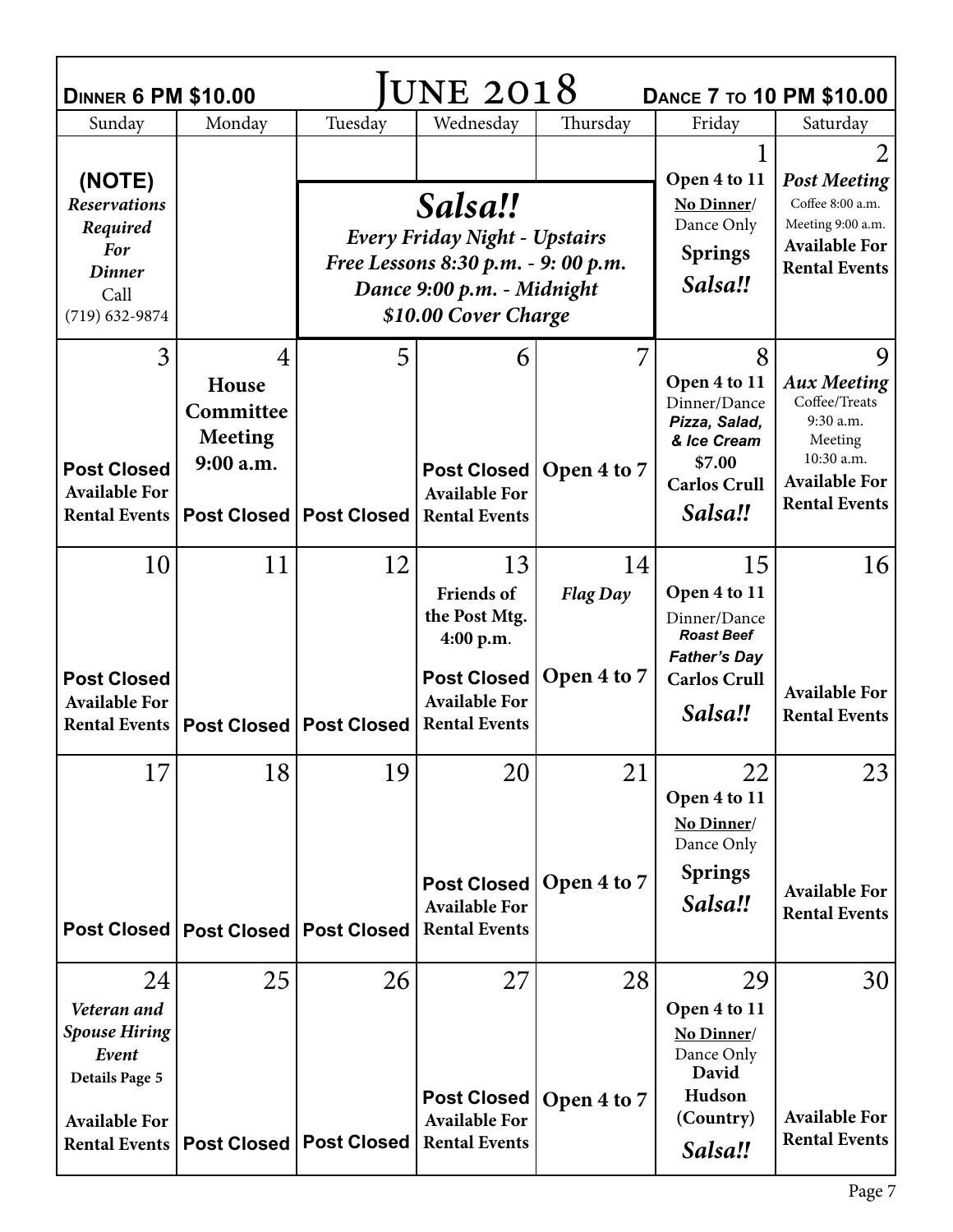**Dinner 6 PM $10.00** — # June 2018 — **Dance 7 to 10 PM $10.00**

| Sunday | Monday | Tuesday | Wednesday | Thursday | Friday | Saturday |
|---|---|---|---|---|---|---|
| **(NOTE)** *Reservations Required For Dinner* Call (719) 632-9874 | | *Salsa!!* *Every Friday Night - Upstairs* *Free Lessons 8:30 p.m. - 9: 00 p.m.* *Dance 9:00 p.m. - Midnight* *$10.00 Cover Charge* | | | 1 **Open 4 to 11** **No Dinner/** Dance Only **Springs** ***Salsa!!*** | 2 ***Post Meeting*** Coffee 8:00 a.m. Meeting 9:00 a.m. **Available For Rental Events** |
| 3 **Post Closed** **Available For Rental Events** | 4 **House Committee Meeting** **9:00 a.m.** **Post Closed** | 5 **Post Closed** | 6 **Post Closed** **Available For Rental Events** | 7 **Open 4 to 7** | 8 **Open 4 to 11** Dinner/Dance ***Pizza, Salad, & Ice Cream*** **$7.00** **Carlos Crull** ***Salsa!!*** | 9 ***Aux Meeting*** Coffee/Treats 9:30 a.m. Meeting 10:30 a.m. **Available For Rental Events** |
| 10 **Post Closed** **Available For Rental Events** | 11 **Post Closed** | 12 **Post Closed** | 13 **Friends of the Post Mtg.** **4:00 p.m.** **Post Closed** **Available For Rental Events** | 14 ***Flag Day*** **Open 4 to 7** | 15 **Open 4 to 11** Dinner/Dance ***Roast Beef*** ***Father's Day*** **Carlos Crull** ***Salsa!!*** | 16 **Available For Rental Events** |
| 17 **Post Closed** | 18 **Post Closed** | 19 **Post Closed** | 20 **Post Closed** **Available For Rental Events** | 21 **Open 4 to 7** | 22 **Open 4 to 11** **No Dinner/** Dance Only **Springs** ***Salsa!!*** | 23 **Available For Rental Events** |
| 24 ***Veteran and Spouse Hiring Event*** **Details Page 5** **Available For Rental Events** | 25 **Post Closed** | 26 **Post Closed** | 27 **Post Closed** **Available For Rental Events** | 28 **Open 4 to 7** | 29 **Open 4 to 11** **No Dinner/** Dance Only **David Hudson (Country)** ***Salsa!!*** | 30 **Available For Rental Events** |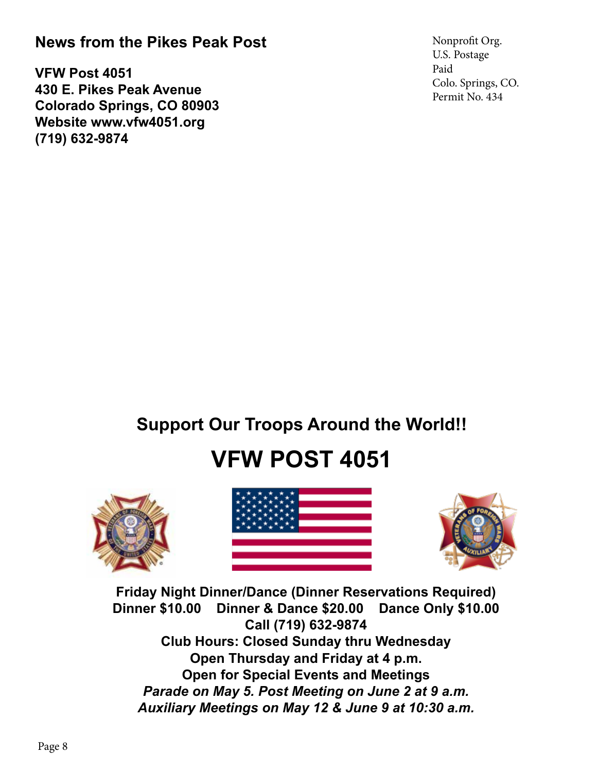**News from the Pikes Peak Post**

**VFW Post 4051**
**430 E. Pikes Peak Avenue**
**Colorado Springs, CO 80903**
**Website www.vfw4051.org**
**(719) 632-9874**

Nonprofit Org.
U.S. Postage
Paid
Colo. Springs, CO.
Permit No. 434

## Support Our Troops Around the World!!

# VFW POST 4051

**Friday Night Dinner/Dance (Dinner Reservations Required)**
**Dinner $10.00 Dinner & Dance $20.00 Dance Only $10.00**
**Call (719) 632-9874**
**Club Hours: Closed Sunday thru Wednesday**
**Open Thursday and Friday at 4 p.m.**
**Open for Special Events and Meetings**
***Parade on May 5. Post Meeting on June 2 at 9 a.m.***
***Auxiliary Meetings on May 12 & June 9 at 10:30 a.m.***